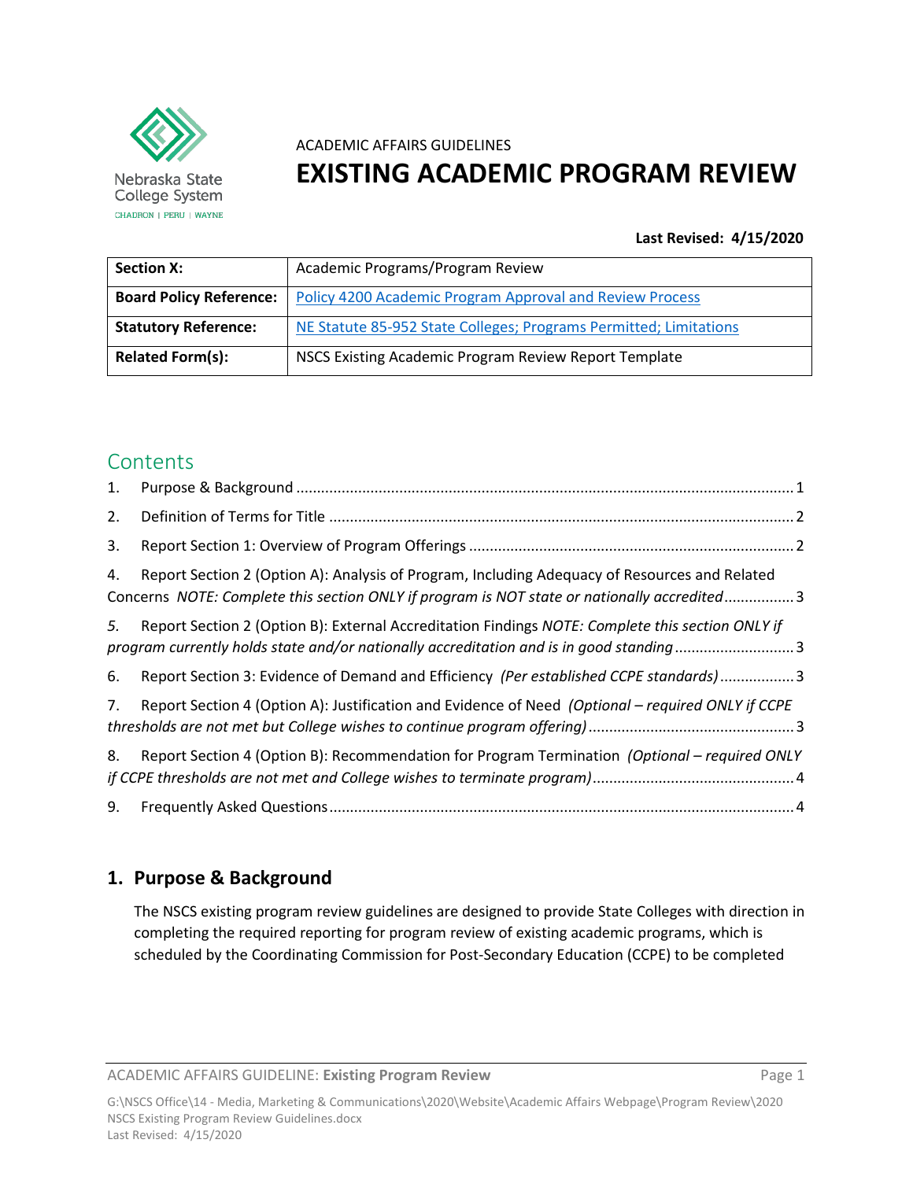ACADEMIC AFFAIRS GUIDELINES

# EXISTING ACADEMIC PROGRAM REVIEW

**Last Revised: 4/15/2020**

| **Section X:** | Academic Programs/Program Review |
|---|---|
| **Board Policy Reference:** | Policy 4200 Academic Program Approval and Review Process |
| **Statutory Reference:** | NE Statute 85-952 State Colleges; Programs Permitted; Limitations |
| **Related Form(s):** | NSCS Existing Academic Program Review Report Template |

## Contents

1. Purpose & Background ..... 1
2. Definition of Terms for Title ..... 2
3. Report Section 1: Overview of Program Offerings ..... 2
4. Report Section 2 (Option A): Analysis of Program, Including Adequacy of Resources and Related Concerns *NOTE: Complete this section ONLY if program is NOT state or nationally accredited* ..... 3
5. Report Section 2 (Option B): External Accreditation Findings *NOTE: Complete this section ONLY if program currently holds state and/or nationally accreditation and is in good standing* ..... 3
6. Report Section 3: Evidence of Demand and Efficiency *(Per established CCPE standards)* ..... 3
7. Report Section 4 (Option A): Justification and Evidence of Need *(Optional – required ONLY if CCPE thresholds are not met but College wishes to continue program offering)* ..... 3
8. Report Section 4 (Option B): Recommendation for Program Termination *(Optional – required ONLY if CCPE thresholds are not met and College wishes to terminate program)* ..... 4
9. Frequently Asked Questions ..... 4

## 1. Purpose & Background

The NSCS existing program review guidelines are designed to provide State Colleges with direction in completing the required reporting for program review of existing academic programs, which is scheduled by the Coordinating Commission for Post-Secondary Education (CCPE) to be completed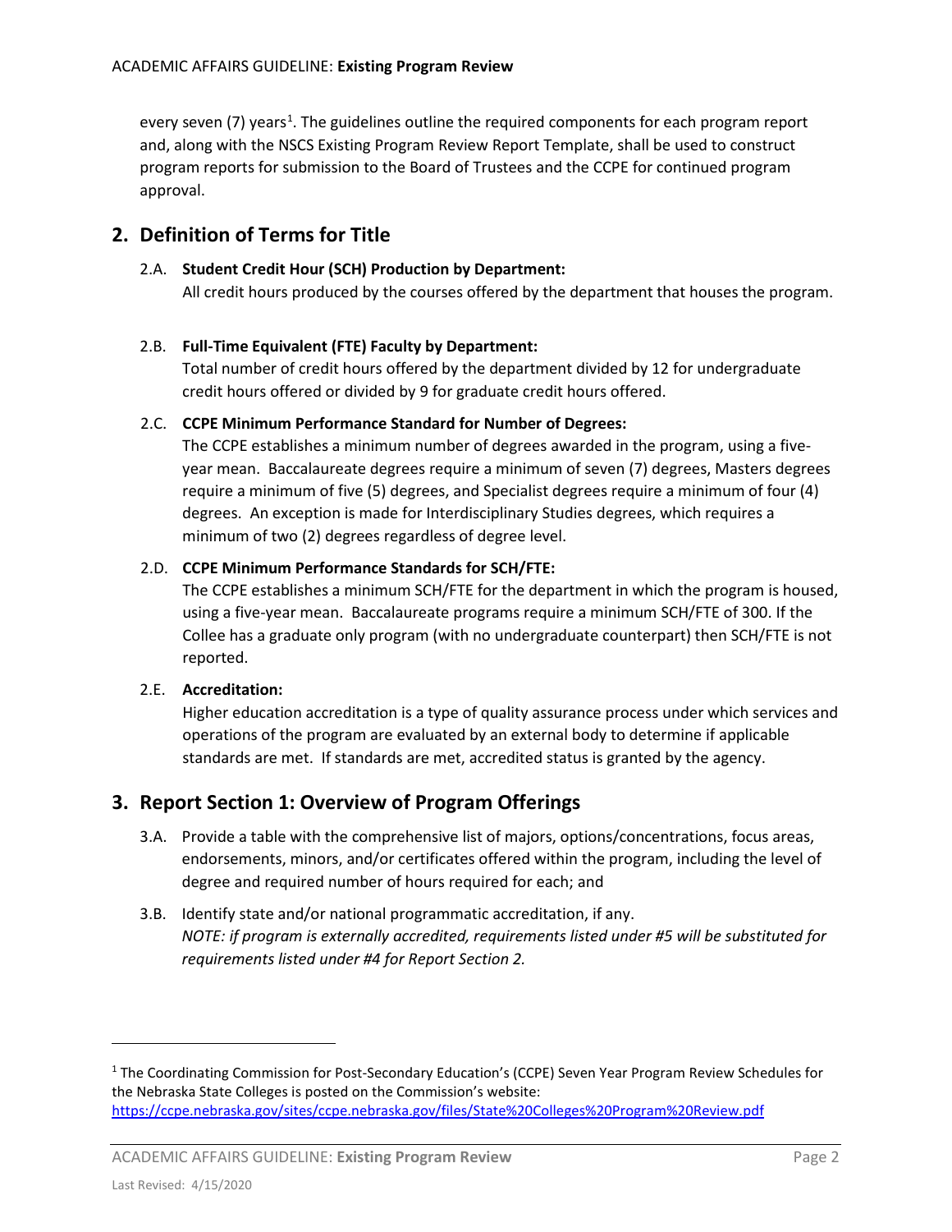every seven (7) years[1]. The guidelines outline the required components for each program report and, along with the NSCS Existing Program Review Report Template, shall be used to construct program reports for submission to the Board of Trustees and the CCPE for continued program approval.

## 2. Definition of Terms for Title

2.A. **Student Credit Hour (SCH) Production by Department:**
All credit hours produced by the courses offered by the department that houses the program.

2.B. **Full-Time Equivalent (FTE) Faculty by Department:**
Total number of credit hours offered by the department divided by 12 for undergraduate credit hours offered or divided by 9 for graduate credit hours offered.

2.C. **CCPE Minimum Performance Standard for Number of Degrees:**
The CCPE establishes a minimum number of degrees awarded in the program, using a five-year mean. Baccalaureate degrees require a minimum of seven (7) degrees, Masters degrees require a minimum of five (5) degrees, and Specialist degrees require a minimum of four (4) degrees. An exception is made for Interdisciplinary Studies degrees, which requires a minimum of two (2) degrees regardless of degree level.

2.D. **CCPE Minimum Performance Standards for SCH/FTE:**
The CCPE establishes a minimum SCH/FTE for the department in which the program is housed, using a five-year mean. Baccalaureate programs require a minimum SCH/FTE of 300. If the Collee has a graduate only program (with no undergraduate counterpart) then SCH/FTE is not reported.

2.E. **Accreditation:**
Higher education accreditation is a type of quality assurance process under which services and operations of the program are evaluated by an external body to determine if applicable standards are met. If standards are met, accredited status is granted by the agency.

## 3. Report Section 1: Overview of Program Offerings

3.A. Provide a table with the comprehensive list of majors, options/concentrations, focus areas, endorsements, minors, and/or certificates offered within the program, including the level of degree and required number of hours required for each; and

3.B. Identify state and/or national programmatic accreditation, if any.
*NOTE: if program is externally accredited, requirements listed under #5 will be substituted for requirements listed under #4 for Report Section 2.*

---

[1] The Coordinating Commission for Post-Secondary Education's (CCPE) Seven Year Program Review Schedules for the Nebraska State Colleges is posted on the Commission's website: https://ccpe.nebraska.gov/sites/ccpe.nebraska.gov/files/State%20Colleges%20Program%20Review.pdf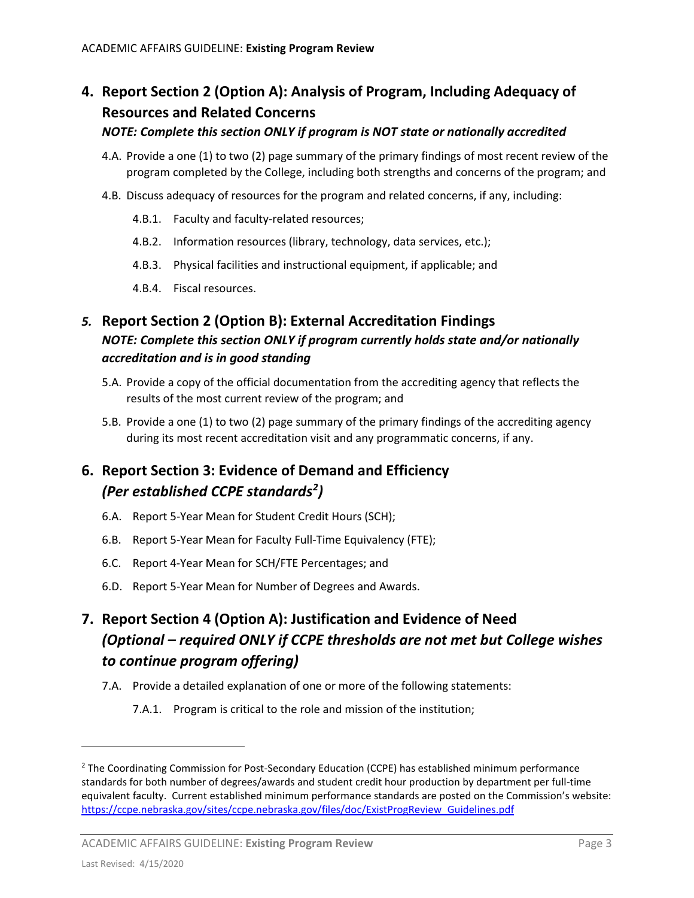## 4. Report Section 2 (Option A): Analysis of Program, Including Adequacy of Resources and Related Concerns

***NOTE: Complete this section ONLY if program is NOT state or nationally accredited***

4.A. Provide a one (1) to two (2) page summary of the primary findings of most recent review of the program completed by the College, including both strengths and concerns of the program; and

4.B. Discuss adequacy of resources for the program and related concerns, if any, including:

- 4.B.1. Faculty and faculty-related resources;
- 4.B.2. Information resources (library, technology, data services, etc.);
- 4.B.3. Physical facilities and instructional equipment, if applicable; and
- 4.B.4. Fiscal resources.

## *5.* Report Section 2 (Option B): External Accreditation Findings

***NOTE: Complete this section ONLY if program currently holds state and/or nationally accreditation and is in good standing***

5.A. Provide a copy of the official documentation from the accrediting agency that reflects the results of the most current review of the program; and

5.B. Provide a one (1) to two (2) page summary of the primary findings of the accrediting agency during its most recent accreditation visit and any programmatic concerns, if any.

## 6. Report Section 3: Evidence of Demand and Efficiency *(Per established CCPE standards[2])*

6.A. Report 5-Year Mean for Student Credit Hours (SCH);

6.B. Report 5-Year Mean for Faculty Full-Time Equivalency (FTE);

6.C. Report 4-Year Mean for SCH/FTE Percentages; and

6.D. Report 5-Year Mean for Number of Degrees and Awards.

## 7. Report Section 4 (Option A): Justification and Evidence of Need *(Optional – required ONLY if CCPE thresholds are not met but College wishes to continue program offering)*

7.A. Provide a detailed explanation of one or more of the following statements:

- 7.A.1. Program is critical to the role and mission of the institution;

---

[2] The Coordinating Commission for Post-Secondary Education (CCPE) has established minimum performance standards for both number of degrees/awards and student credit hour production by department per full-time equivalent faculty. Current established minimum performance standards are posted on the Commission's website: https://ccpe.nebraska.gov/sites/ccpe.nebraska.gov/files/doc/ExistProgReview_Guidelines.pdf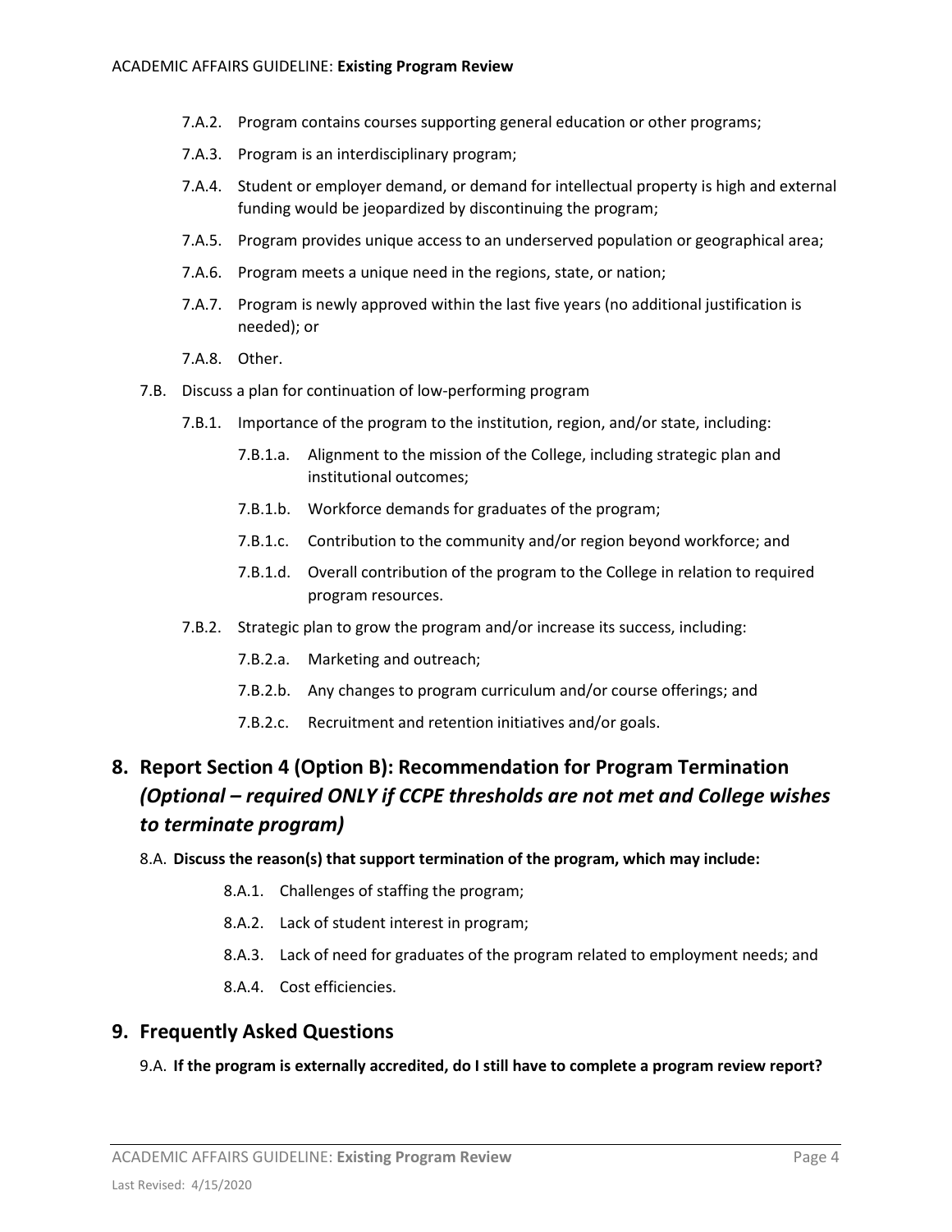- 7.A.2. Program contains courses supporting general education or other programs;
- 7.A.3. Program is an interdisciplinary program;
- 7.A.4. Student or employer demand, or demand for intellectual property is high and external funding would be jeopardized by discontinuing the program;
- 7.A.5. Program provides unique access to an underserved population or geographical area;
- 7.A.6. Program meets a unique need in the regions, state, or nation;
- 7.A.7. Program is newly approved within the last five years (no additional justification is needed); or
- 7.A.8. Other.

7.B. Discuss a plan for continuation of low-performing program

- 7.B.1. Importance of the program to the institution, region, and/or state, including:
  - 7.B.1.a. Alignment to the mission of the College, including strategic plan and institutional outcomes;
  - 7.B.1.b. Workforce demands for graduates of the program;
  - 7.B.1.c. Contribution to the community and/or region beyond workforce; and
  - 7.B.1.d. Overall contribution of the program to the College in relation to required program resources.
- 7.B.2. Strategic plan to grow the program and/or increase its success, including:
  - 7.B.2.a. Marketing and outreach;
  - 7.B.2.b. Any changes to program curriculum and/or course offerings; and
  - 7.B.2.c. Recruitment and retention initiatives and/or goals.

## 8. Report Section 4 (Option B): Recommendation for Program Termination *(Optional – required ONLY if CCPE thresholds are not met and College wishes to terminate program)*

8.A. **Discuss the reason(s) that support termination of the program, which may include:**

- 8.A.1. Challenges of staffing the program;
- 8.A.2. Lack of student interest in program;
- 8.A.3. Lack of need for graduates of the program related to employment needs; and
- 8.A.4. Cost efficiencies.

## 9. Frequently Asked Questions

9.A. **If the program is externally accredited, do I still have to complete a program review report?**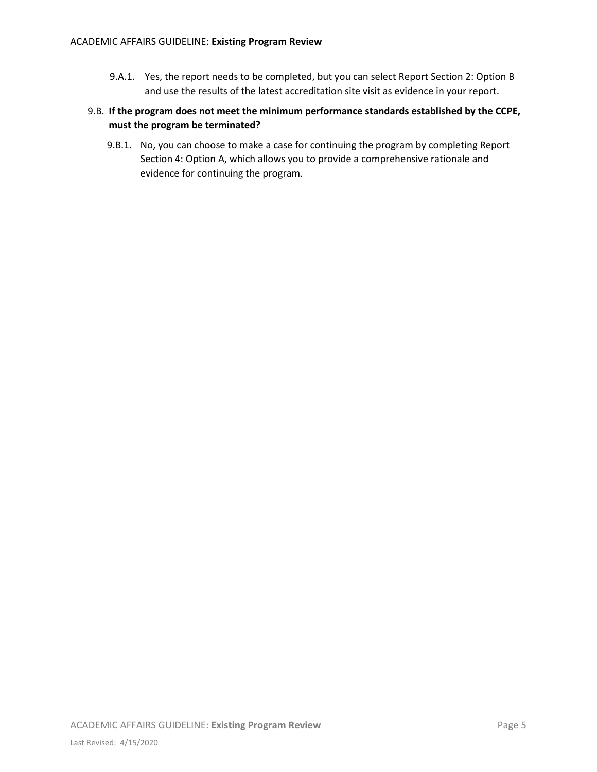9.A.1. Yes, the report needs to be completed, but you can select Report Section 2: Option B and use the results of the latest accreditation site visit as evidence in your report.

9.B. **If the program does not meet the minimum performance standards established by the CCPE, must the program be terminated?**

9.B.1. No, you can choose to make a case for continuing the program by completing Report Section 4: Option A, which allows you to provide a comprehensive rationale and evidence for continuing the program.